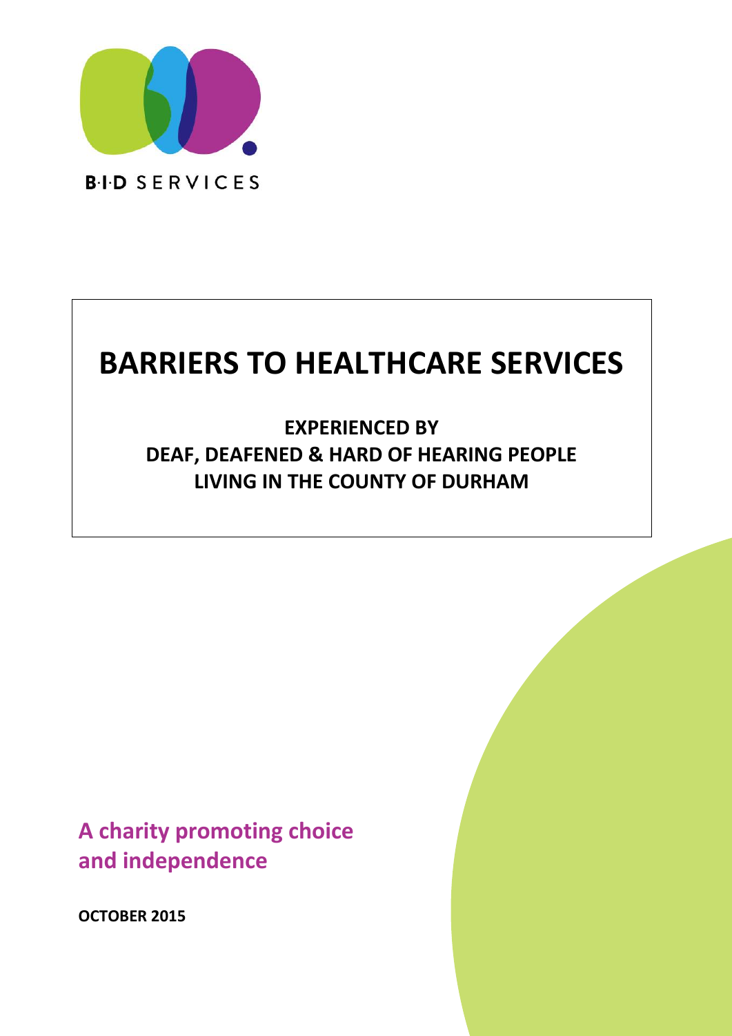B·I·D SERVICES

# BARRIERS TO HEALTHCARE SERVICES

## EXPERIENCED BY DEAF, DEAFENED & HARD OF HEARING PEOPLE LIVING IN THE COUNTY OF DURHAM

**A charity promoting choice and independence**

**OCTOBER 2015**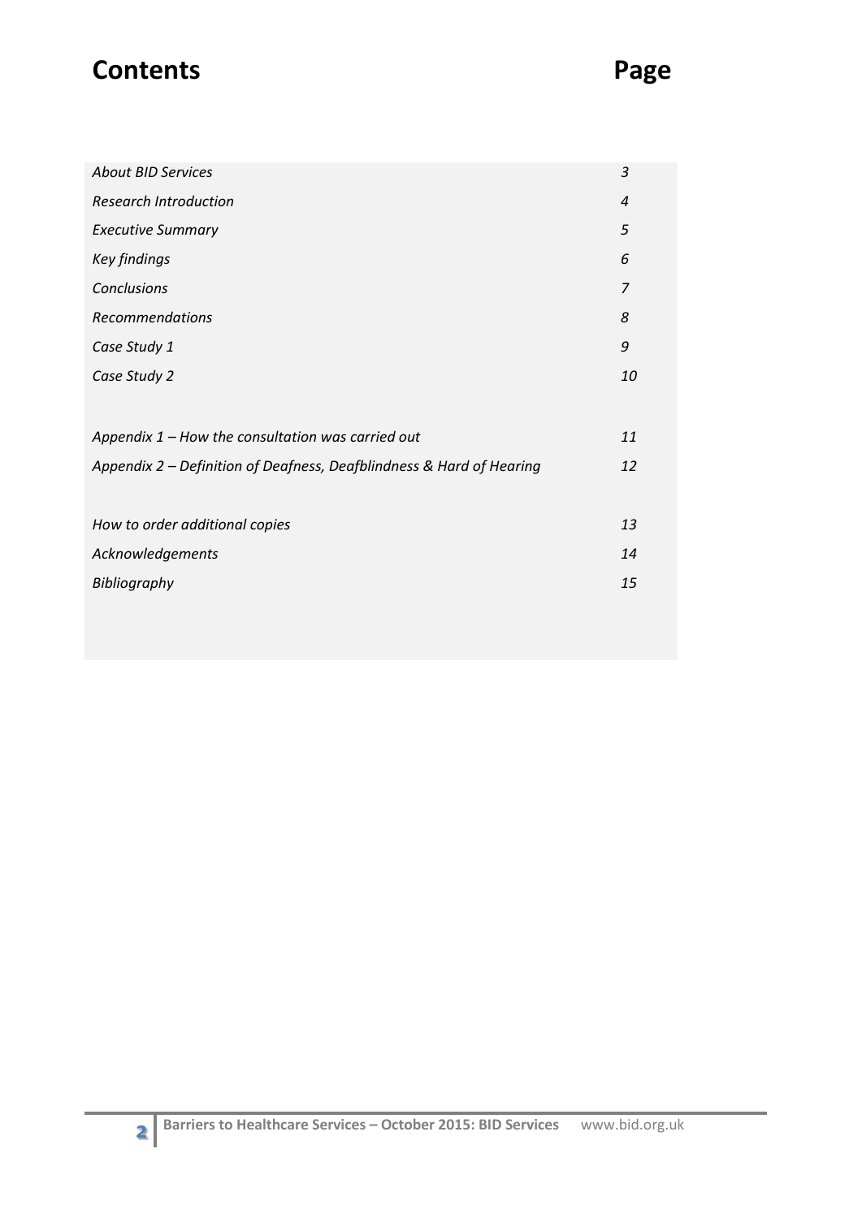# Contents Page

| | |
|---|---|
| *About BID Services* | *3* |
| *Research Introduction* | *4* |
| *Executive Summary* | *5* |
| *Key findings* | *6* |
| *Conclusions* | *7* |
| *Recommendations* | *8* |
| *Case Study 1* | *9* |
| *Case Study 2* | *10* |
| | |
| *Appendix 1 – How the consultation was carried out* | *11* |
| *Appendix 2 – Definition of Deafness, Deafblindness & Hard of Hearing* | *12* |
| | |
| *How to order additional copies* | *13* |
| *Acknowledgements* | *14* |
| *Bibliography* | *15* |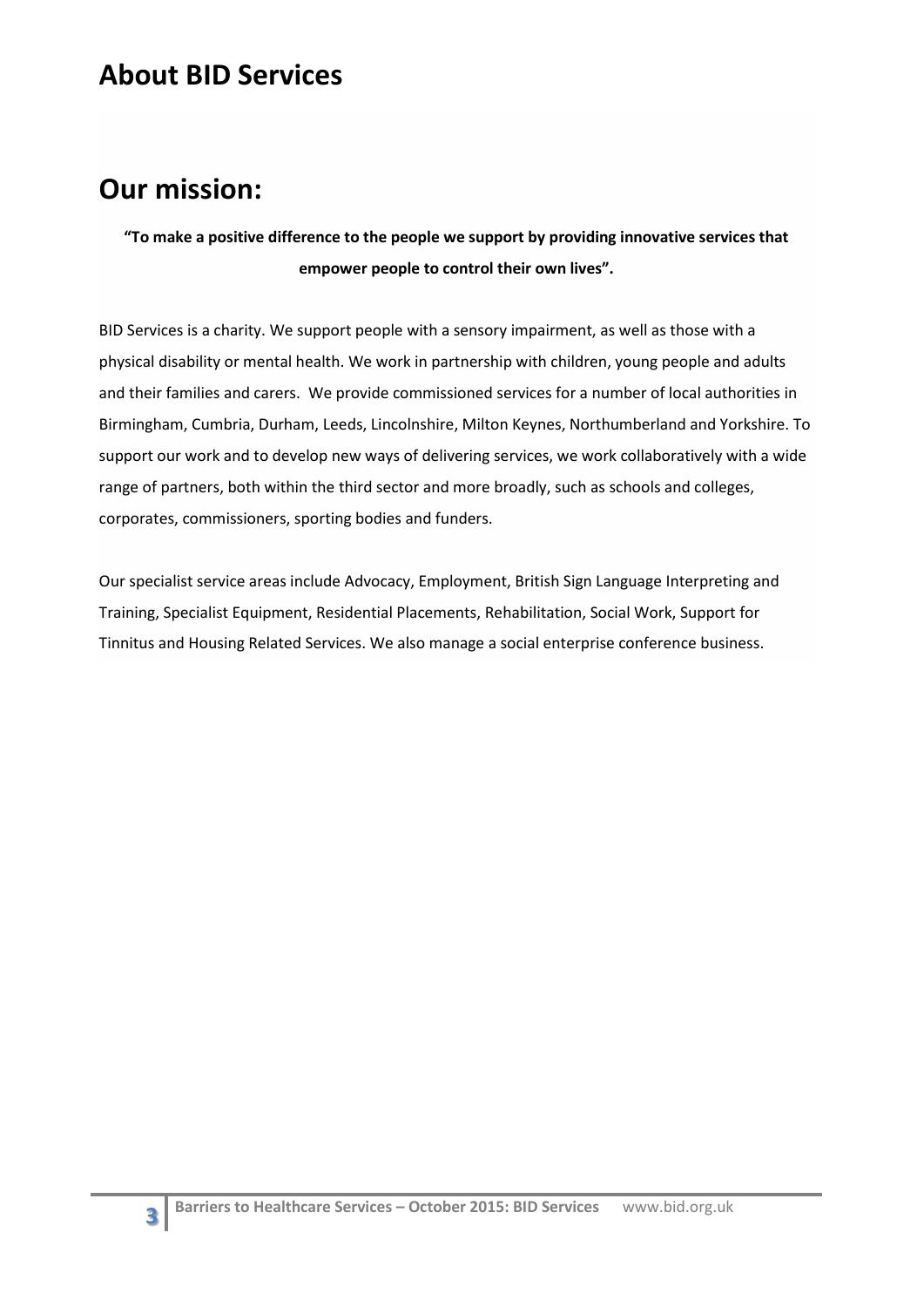# About BID Services

# Our mission:

**"To make a positive difference to the people we support by providing innovative services that empower people to control their own lives".**

BID Services is a charity. We support people with a sensory impairment, as well as those with a physical disability or mental health. We work in partnership with children, young people and adults and their families and carers. We provide commissioned services for a number of local authorities in Birmingham, Cumbria, Durham, Leeds, Lincolnshire, Milton Keynes, Northumberland and Yorkshire. To support our work and to develop new ways of delivering services, we work collaboratively with a wide range of partners, both within the third sector and more broadly, such as schools and colleges, corporates, commissioners, sporting bodies and funders.

Our specialist service areas include Advocacy, Employment, British Sign Language Interpreting and Training, Specialist Equipment, Residential Placements, Rehabilitation, Social Work, Support for Tinnitus and Housing Related Services. We also manage a social enterprise conference business.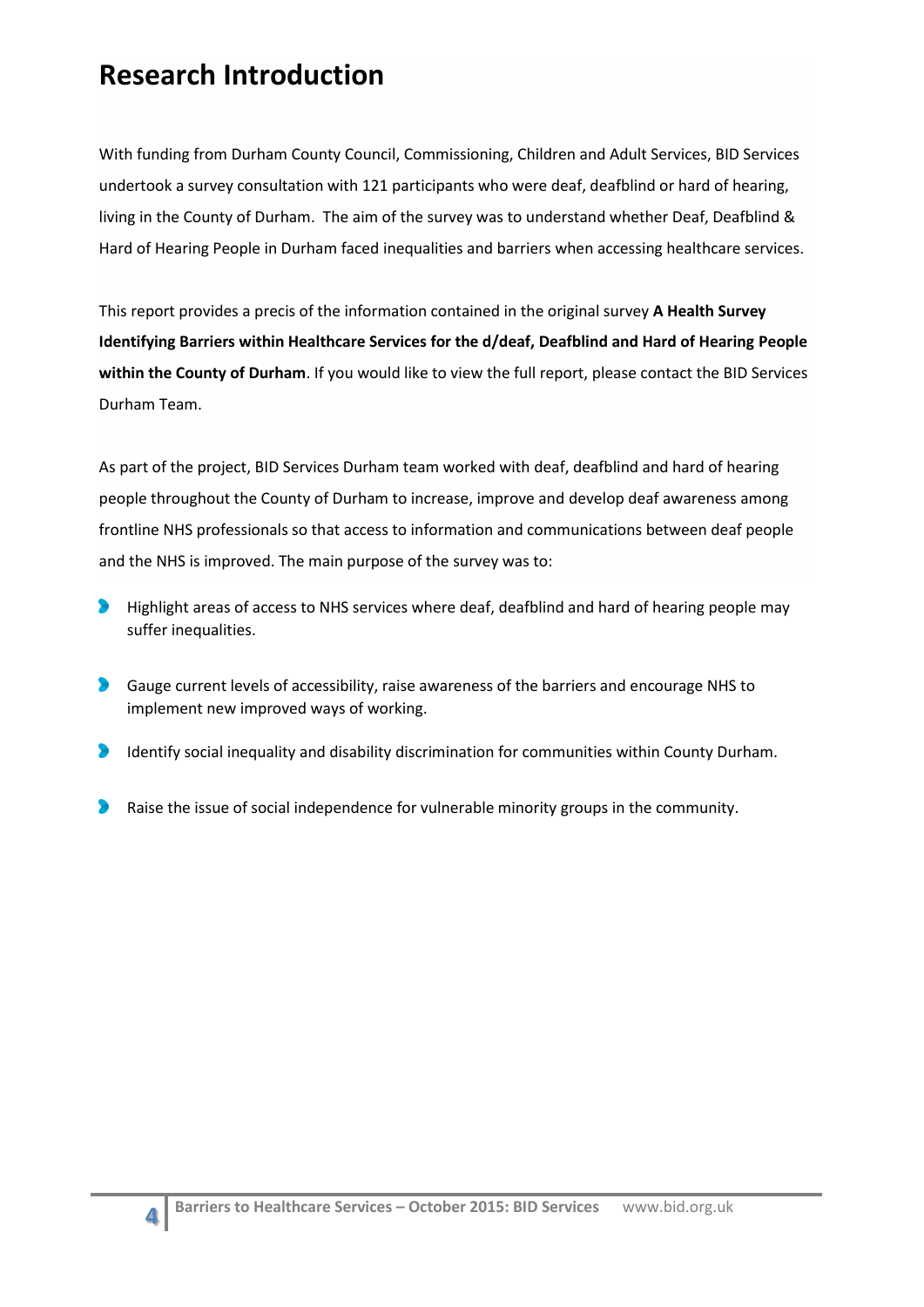# Research Introduction

With funding from Durham County Council, Commissioning, Children and Adult Services, BID Services undertook a survey consultation with 121 participants who were deaf, deafblind or hard of hearing, living in the County of Durham. The aim of the survey was to understand whether Deaf, Deafblind & Hard of Hearing People in Durham faced inequalities and barriers when accessing healthcare services.

This report provides a precis of the information contained in the original survey **A Health Survey Identifying Barriers within Healthcare Services for the d/deaf, Deafblind and Hard of Hearing People within the County of Durham**. If you would like to view the full report, please contact the BID Services Durham Team.

As part of the project, BID Services Durham team worked with deaf, deafblind and hard of hearing people throughout the County of Durham to increase, improve and develop deaf awareness among frontline NHS professionals so that access to information and communications between deaf people and the NHS is improved. The main purpose of the survey was to:

- Highlight areas of access to NHS services where deaf, deafblind and hard of hearing people may suffer inequalities.
- Gauge current levels of accessibility, raise awareness of the barriers and encourage NHS to implement new improved ways of working.
- Identify social inequality and disability discrimination for communities within County Durham.
- Raise the issue of social independence for vulnerable minority groups in the community.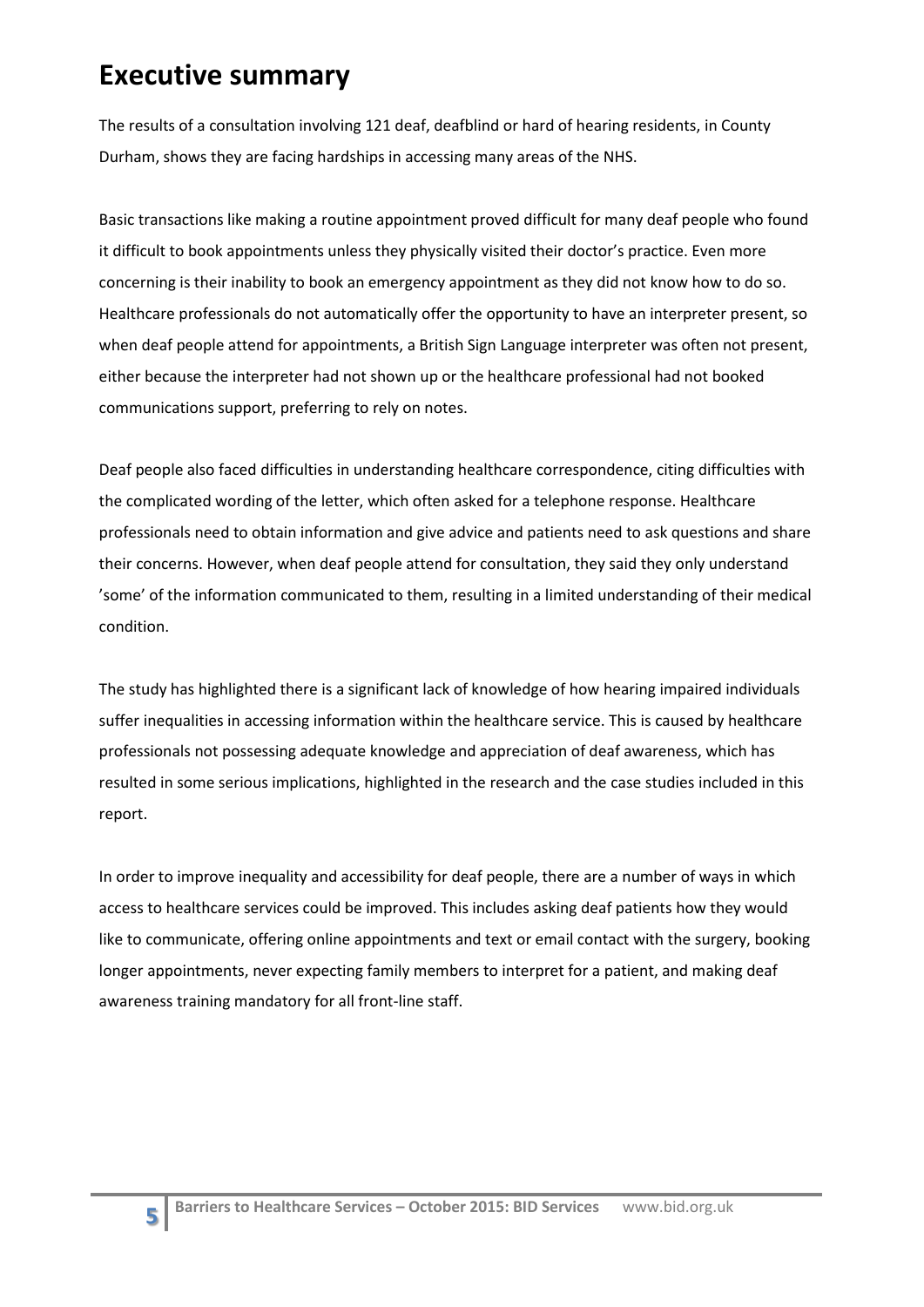# Executive summary

The results of a consultation involving 121 deaf, deafblind or hard of hearing residents, in County Durham, shows they are facing hardships in accessing many areas of the NHS.

Basic transactions like making a routine appointment proved difficult for many deaf people who found it difficult to book appointments unless they physically visited their doctor's practice. Even more concerning is their inability to book an emergency appointment as they did not know how to do so. Healthcare professionals do not automatically offer the opportunity to have an interpreter present, so when deaf people attend for appointments, a British Sign Language interpreter was often not present, either because the interpreter had not shown up or the healthcare professional had not booked communications support, preferring to rely on notes.

Deaf people also faced difficulties in understanding healthcare correspondence, citing difficulties with the complicated wording of the letter, which often asked for a telephone response. Healthcare professionals need to obtain information and give advice and patients need to ask questions and share their concerns. However, when deaf people attend for consultation, they said they only understand 'some' of the information communicated to them, resulting in a limited understanding of their medical condition.

The study has highlighted there is a significant lack of knowledge of how hearing impaired individuals suffer inequalities in accessing information within the healthcare service. This is caused by healthcare professionals not possessing adequate knowledge and appreciation of deaf awareness, which has resulted in some serious implications, highlighted in the research and the case studies included in this report.

In order to improve inequality and accessibility for deaf people, there are a number of ways in which access to healthcare services could be improved. This includes asking deaf patients how they would like to communicate, offering online appointments and text or email contact with the surgery, booking longer appointments, never expecting family members to interpret for a patient, and making deaf awareness training mandatory for all front-line staff.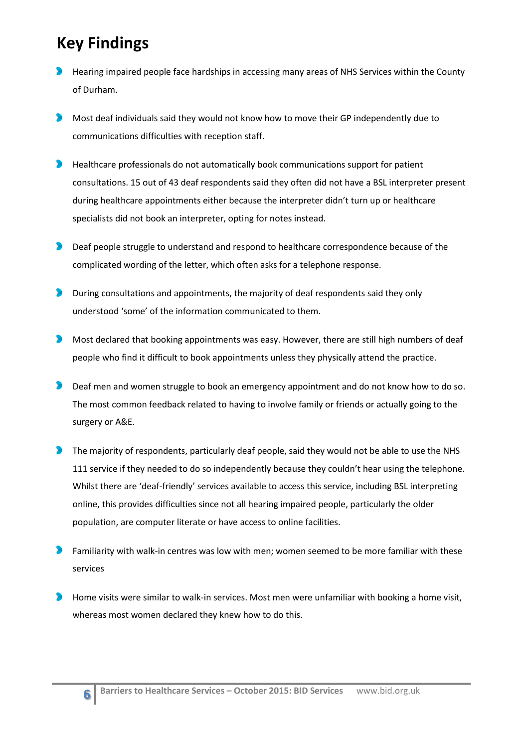## Key Findings

- Hearing impaired people face hardships in accessing many areas of NHS Services within the County of Durham.
- Most deaf individuals said they would not know how to move their GP independently due to communications difficulties with reception staff.
- Healthcare professionals do not automatically book communications support for patient consultations. 15 out of 43 deaf respondents said they often did not have a BSL interpreter present during healthcare appointments either because the interpreter didn't turn up or healthcare specialists did not book an interpreter, opting for notes instead.
- Deaf people struggle to understand and respond to healthcare correspondence because of the complicated wording of the letter, which often asks for a telephone response.
- During consultations and appointments, the majority of deaf respondents said they only understood 'some' of the information communicated to them.
- Most declared that booking appointments was easy. However, there are still high numbers of deaf people who find it difficult to book appointments unless they physically attend the practice.
- Deaf men and women struggle to book an emergency appointment and do not know how to do so. The most common feedback related to having to involve family or friends or actually going to the surgery or A&E.
- The majority of respondents, particularly deaf people, said they would not be able to use the NHS 111 service if they needed to do so independently because they couldn't hear using the telephone. Whilst there are 'deaf-friendly' services available to access this service, including BSL interpreting online, this provides difficulties since not all hearing impaired people, particularly the older population, are computer literate or have access to online facilities.
- Familiarity with walk-in centres was low with men; women seemed to be more familiar with these services
- Home visits were similar to walk-in services. Most men were unfamiliar with booking a home visit, whereas most women declared they knew how to do this.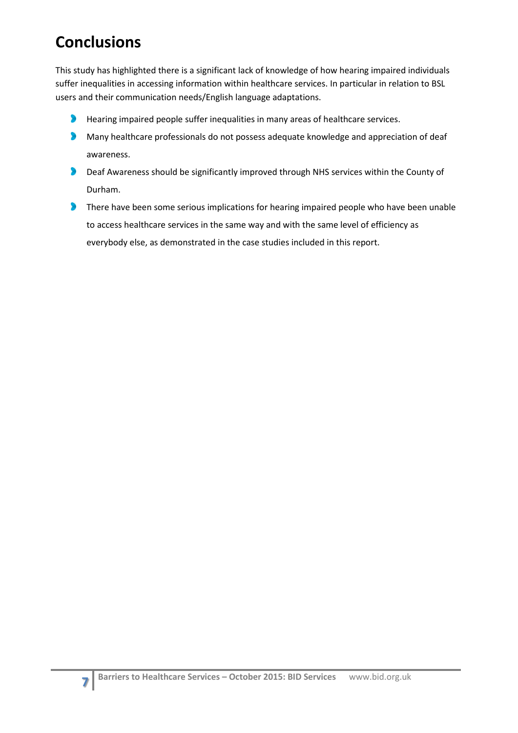# Conclusions

This study has highlighted there is a significant lack of knowledge of how hearing impaired individuals suffer inequalities in accessing information within healthcare services. In particular in relation to BSL users and their communication needs/English language adaptations.

- Hearing impaired people suffer inequalities in many areas of healthcare services.
- Many healthcare professionals do not possess adequate knowledge and appreciation of deaf awareness.
- Deaf Awareness should be significantly improved through NHS services within the County of Durham.
- There have been some serious implications for hearing impaired people who have been unable to access healthcare services in the same way and with the same level of efficiency as everybody else, as demonstrated in the case studies included in this report.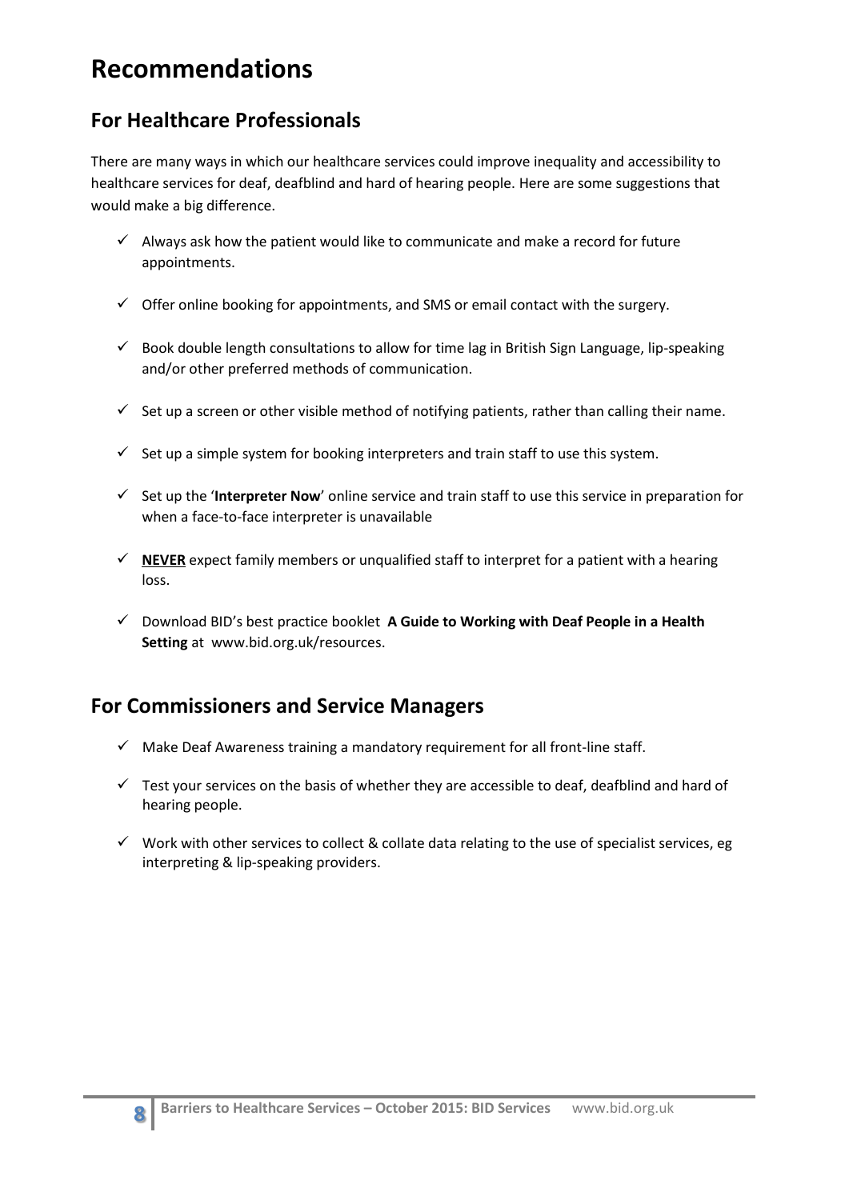# Recommendations

## For Healthcare Professionals

There are many ways in which our healthcare services could improve inequality and accessibility to healthcare services for deaf, deafblind and hard of hearing people. Here are some suggestions that would make a big difference.

- ✓ Always ask how the patient would like to communicate and make a record for future appointments.
- ✓ Offer online booking for appointments, and SMS or email contact with the surgery.
- ✓ Book double length consultations to allow for time lag in British Sign Language, lip-speaking and/or other preferred methods of communication.
- ✓ Set up a screen or other visible method of notifying patients, rather than calling their name.
- ✓ Set up a simple system for booking interpreters and train staff to use this system.
- ✓ Set up the '**Interpreter Now**' online service and train staff to use this service in preparation for when a face-to-face interpreter is unavailable
- ✓ **NEVER** expect family members or unqualified staff to interpret for a patient with a hearing loss.
- ✓ Download BID's best practice booklet **A Guide to Working with Deaf People in a Health Setting** at www.bid.org.uk/resources.

## For Commissioners and Service Managers

- ✓ Make Deaf Awareness training a mandatory requirement for all front-line staff.
- ✓ Test your services on the basis of whether they are accessible to deaf, deafblind and hard of hearing people.
- ✓ Work with other services to collect & collate data relating to the use of specialist services, eg interpreting & lip-speaking providers.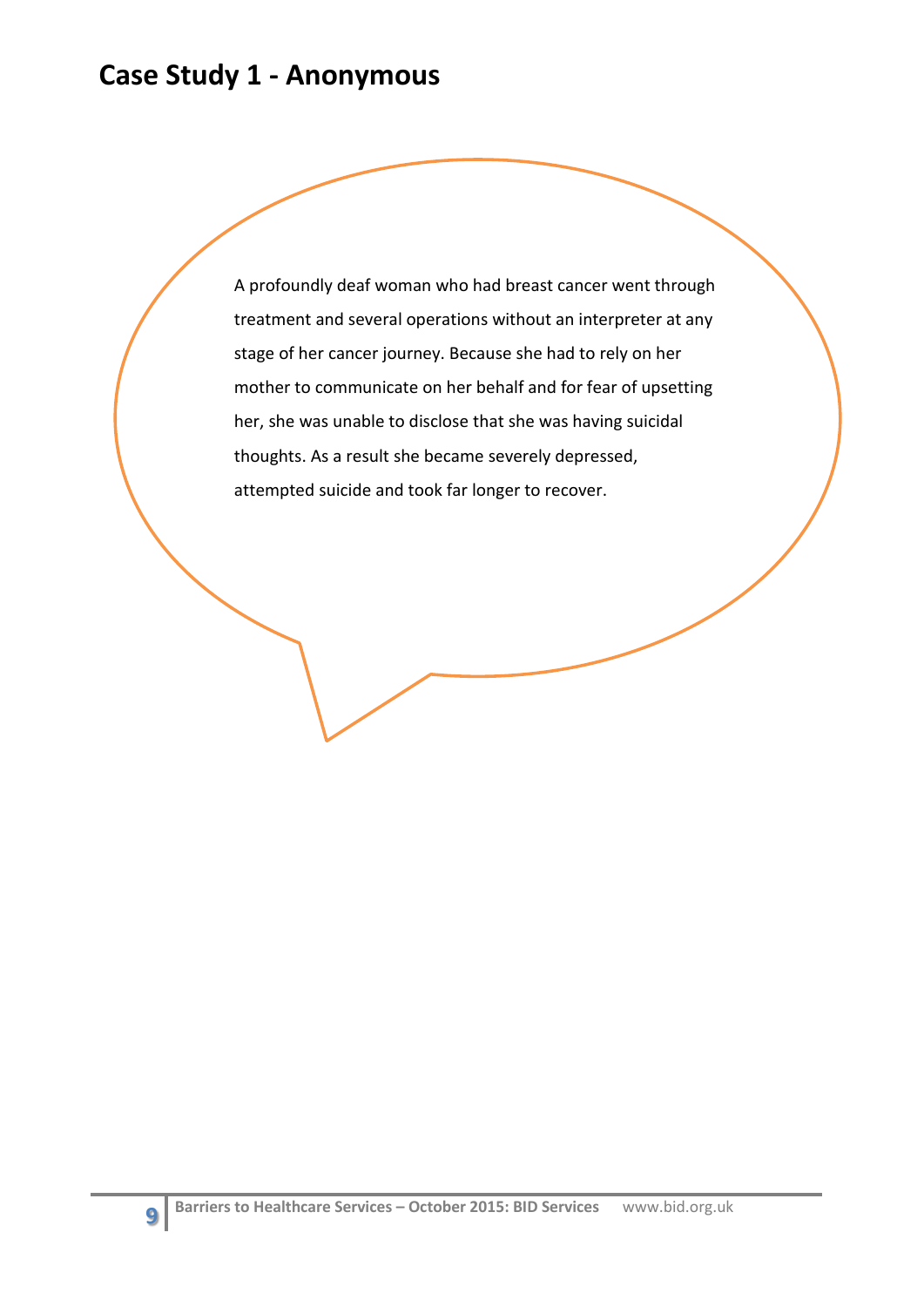## Case Study 1 - Anonymous

A profoundly deaf woman who had breast cancer went through treatment and several operations without an interpreter at any stage of her cancer journey. Because she had to rely on her mother to communicate on her behalf and for fear of upsetting her, she was unable to disclose that she was having suicidal thoughts. As a result she became severely depressed, attempted suicide and took far longer to recover.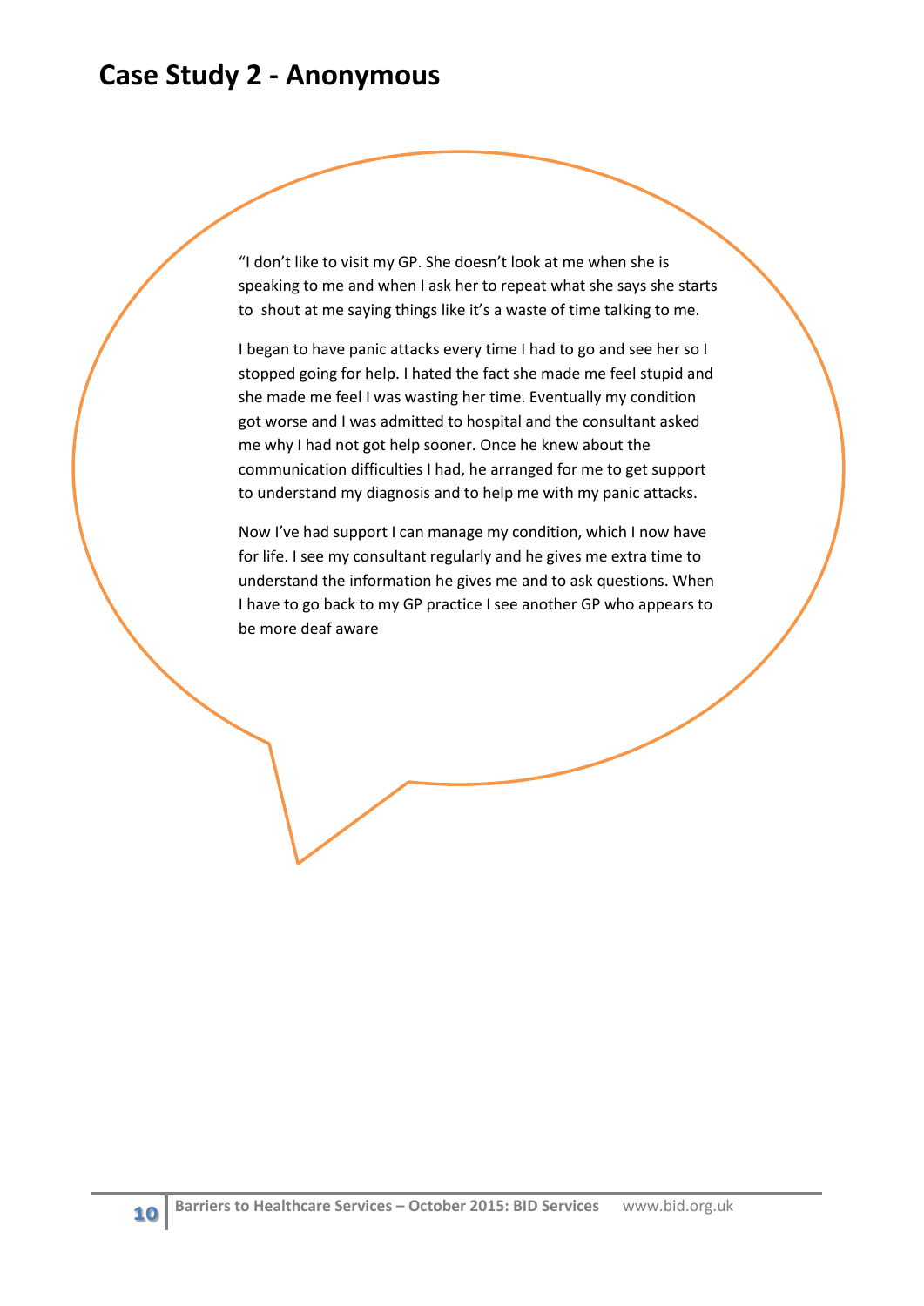# Case Study 2 - Anonymous

"I don't like to visit my GP. She doesn't look at me when she is speaking to me and when I ask her to repeat what she says she starts to shout at me saying things like it's a waste of time talking to me.

I began to have panic attacks every time I had to go and see her so I stopped going for help. I hated the fact she made me feel stupid and she made me feel I was wasting her time. Eventually my condition got worse and I was admitted to hospital and the consultant asked me why I had not got help sooner. Once he knew about the communication difficulties I had, he arranged for me to get support to understand my diagnosis and to help me with my panic attacks.

Now I've had support I can manage my condition, which I now have for life. I see my consultant regularly and he gives me extra time to understand the information he gives me and to ask questions. When I have to go back to my GP practice I see another GP who appears to be more deaf aware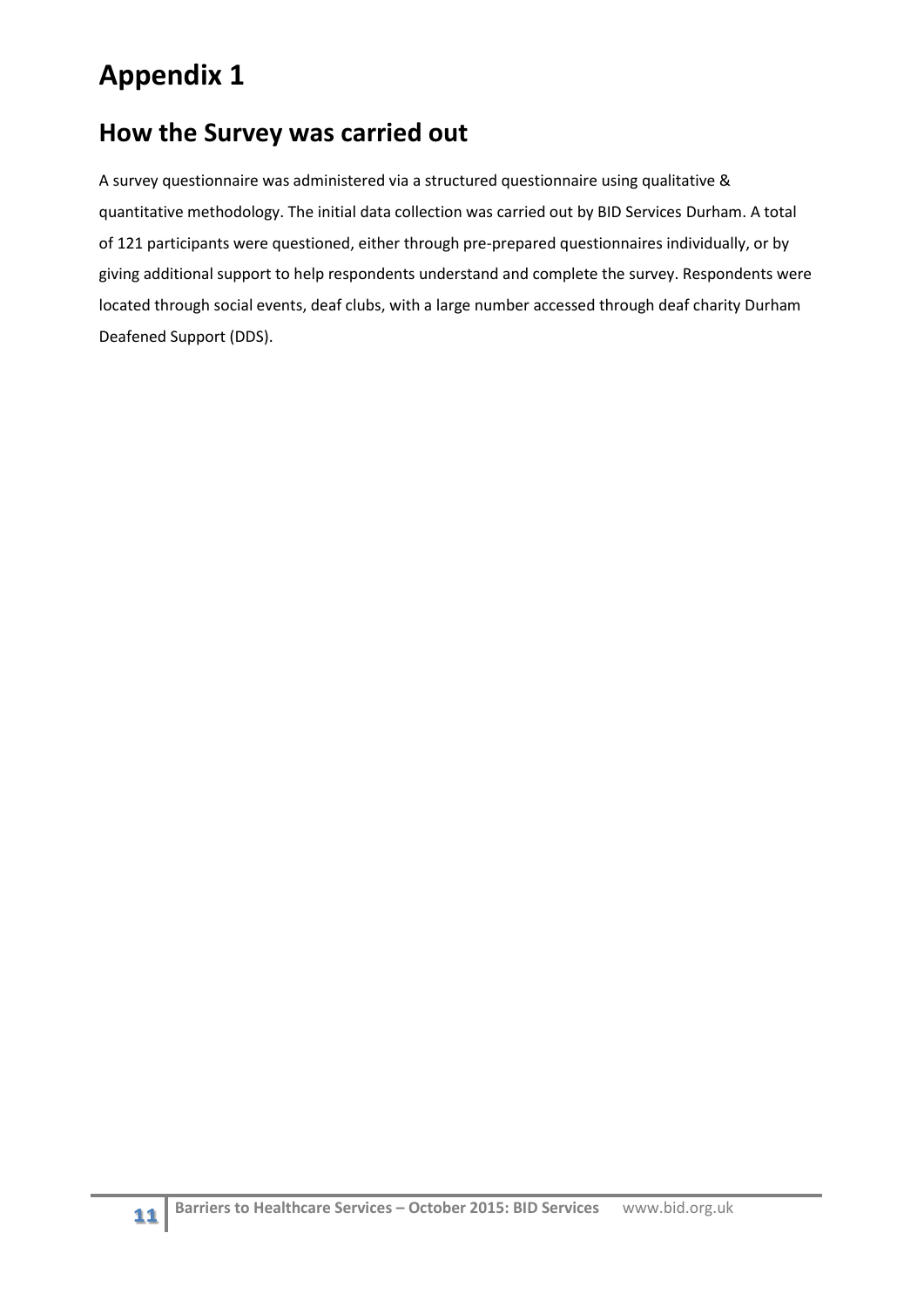# Appendix 1

## How the Survey was carried out

A survey questionnaire was administered via a structured questionnaire using qualitative & quantitative methodology. The initial data collection was carried out by BID Services Durham. A total of 121 participants were questioned, either through pre-prepared questionnaires individually, or by giving additional support to help respondents understand and complete the survey. Respondents were located through social events, deaf clubs, with a large number accessed through deaf charity Durham Deafened Support (DDS).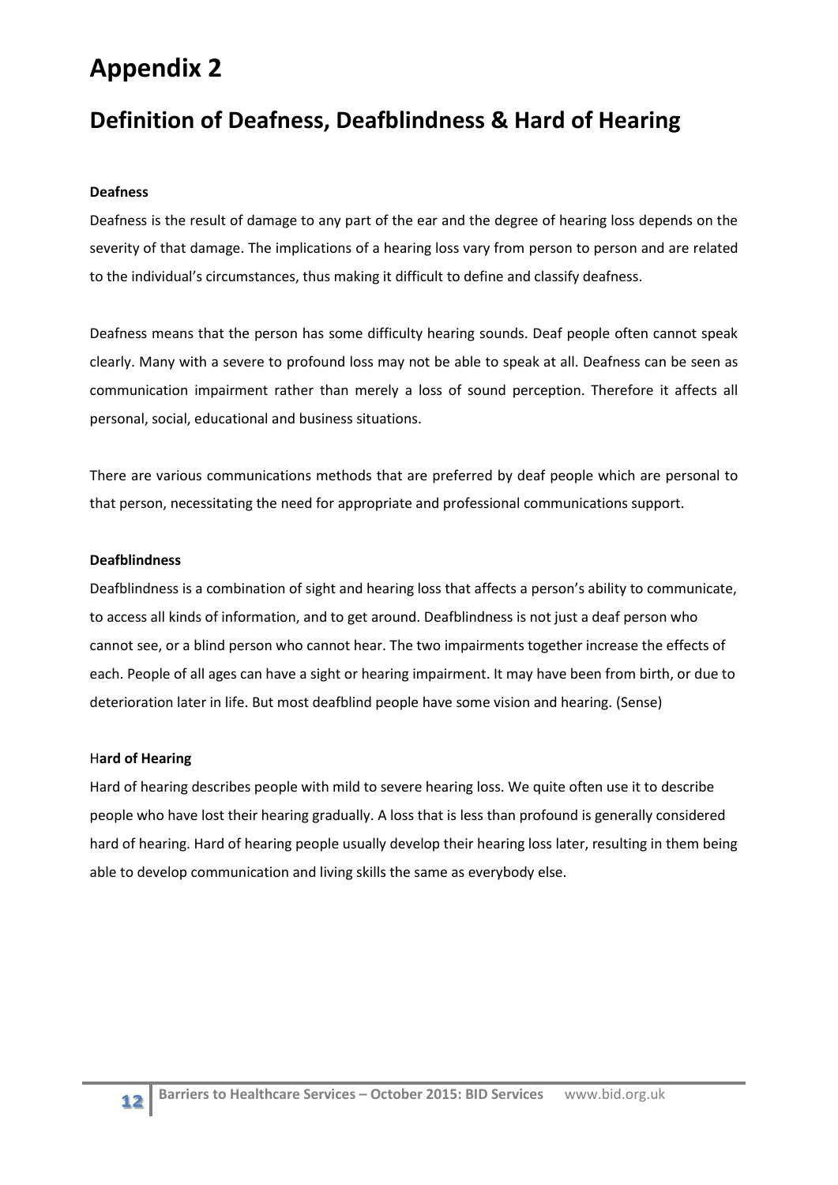# Appendix 2

## Definition of Deafness, Deafblindness & Hard of Hearing

**Deafness**

Deafness is the result of damage to any part of the ear and the degree of hearing loss depends on the severity of that damage. The implications of a hearing loss vary from person to person and are related to the individual's circumstances, thus making it difficult to define and classify deafness.

Deafness means that the person has some difficulty hearing sounds. Deaf people often cannot speak clearly. Many with a severe to profound loss may not be able to speak at all. Deafness can be seen as communication impairment rather than merely a loss of sound perception. Therefore it affects all personal, social, educational and business situations.

There are various communications methods that are preferred by deaf people which are personal to that person, necessitating the need for appropriate and professional communications support.

**Deafblindness**

Deafblindness is a combination of sight and hearing loss that affects a person's ability to communicate, to access all kinds of information, and to get around. Deafblindness is not just a deaf person who cannot see, or a blind person who cannot hear. The two impairments together increase the effects of each. People of all ages can have a sight or hearing impairment. It may have been from birth, or due to deterioration later in life. But most deafblind people have some vision and hearing. (Sense)

**Hard of Hearing**

Hard of hearing describes people with mild to severe hearing loss. We quite often use it to describe people who have lost their hearing gradually. A loss that is less than profound is generally considered hard of hearing. Hard of hearing people usually develop their hearing loss later, resulting in them being able to develop communication and living skills the same as everybody else.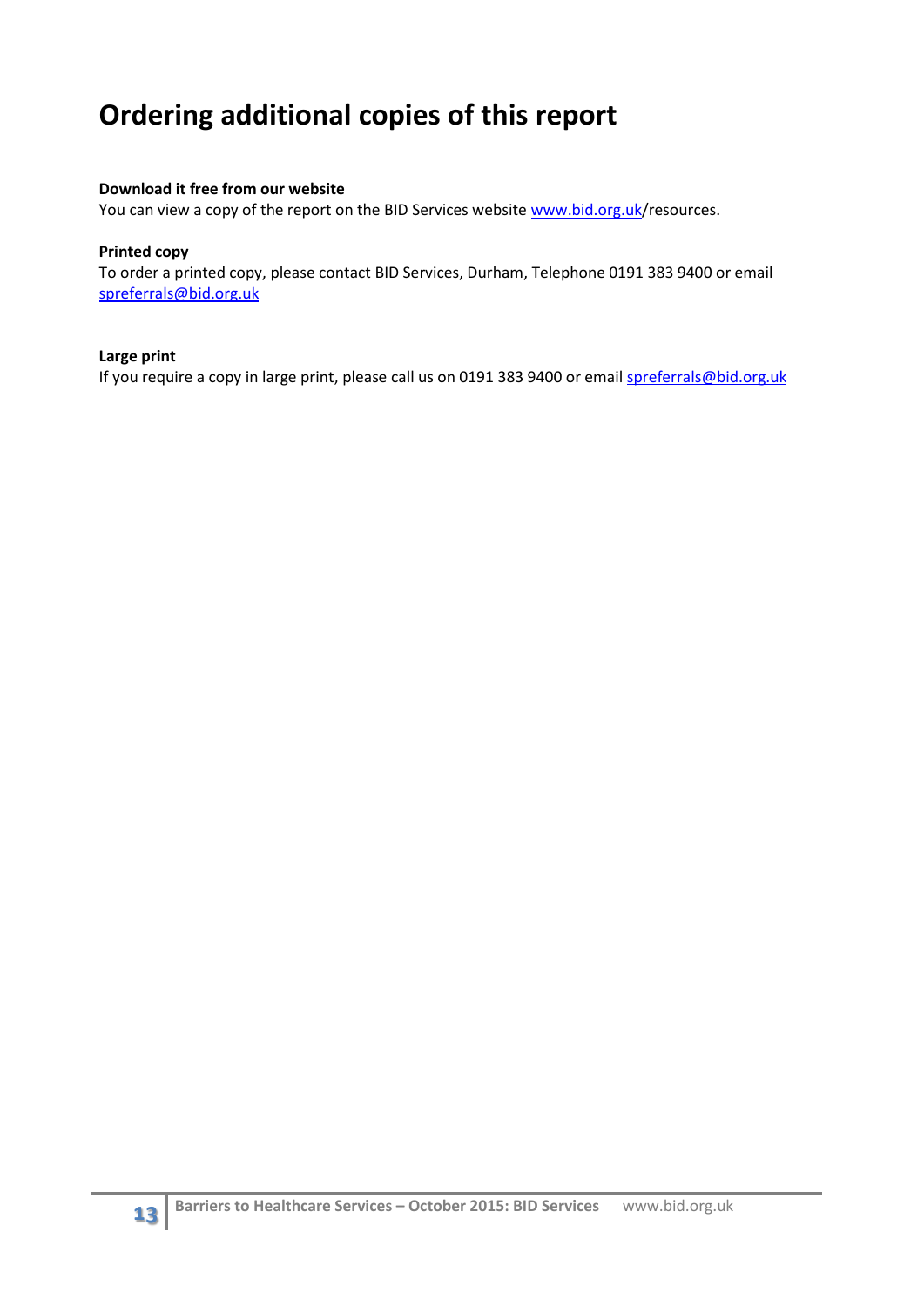# Ordering additional copies of this report

**Download it free from our website**
You can view a copy of the report on the BID Services website www.bid.org.uk/resources.

**Printed copy**
To order a printed copy, please contact BID Services, Durham, Telephone 0191 383 9400 or email spreferrals@bid.org.uk

**Large print**
If you require a copy in large print, please call us on 0191 383 9400 or email spreferrals@bid.org.uk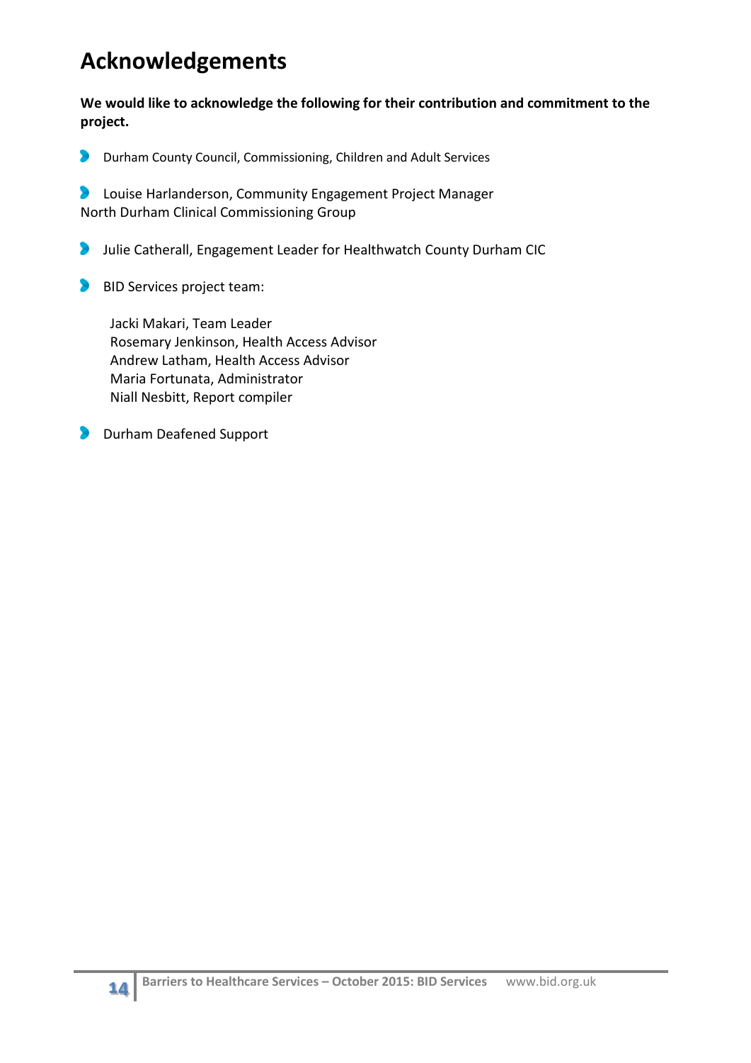# Acknowledgements

**We would like to acknowledge the following for their contribution and commitment to the project.**

- Durham County Council, Commissioning, Children and Adult Services
- Louise Harlanderson, Community Engagement Project Manager
  North Durham Clinical Commissioning Group
- Julie Catherall, Engagement Leader for Healthwatch County Durham CIC
- BID Services project team:

  Jacki Makari, Team Leader
  Rosemary Jenkinson, Health Access Advisor
  Andrew Latham, Health Access Advisor
  Maria Fortunata, Administrator
  Niall Nesbitt, Report compiler
- Durham Deafened Support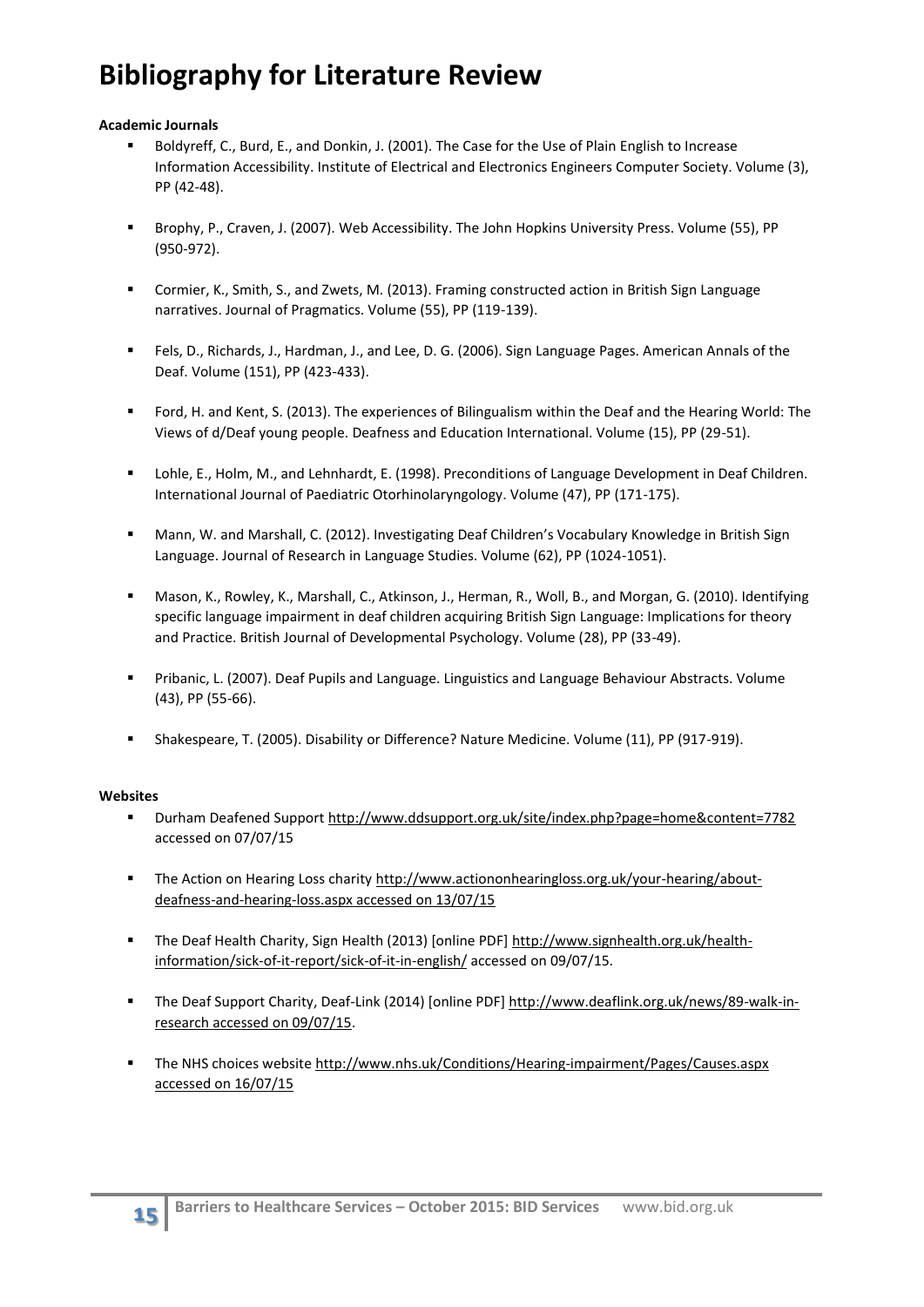# Bibliography for Literature Review

**Academic Journals**

- Boldyreff, C., Burd, E., and Donkin, J. (2001). The Case for the Use of Plain English to Increase Information Accessibility. Institute of Electrical and Electronics Engineers Computer Society. Volume (3), PP (42-48).
- Brophy, P., Craven, J. (2007). Web Accessibility. The John Hopkins University Press. Volume (55), PP (950-972).
- Cormier, K., Smith, S., and Zwets, M. (2013). Framing constructed action in British Sign Language narratives. Journal of Pragmatics. Volume (55), PP (119-139).
- Fels, D., Richards, J., Hardman, J., and Lee, D. G. (2006). Sign Language Pages. American Annals of the Deaf. Volume (151), PP (423-433).
- Ford, H. and Kent, S. (2013). The experiences of Bilingualism within the Deaf and the Hearing World: The Views of d/Deaf young people. Deafness and Education International. Volume (15), PP (29-51).
- Lohle, E., Holm, M., and Lehnhardt, E. (1998). Preconditions of Language Development in Deaf Children. International Journal of Paediatric Otorhinolaryngology. Volume (47), PP (171-175).
- Mann, W. and Marshall, C. (2012). Investigating Deaf Children's Vocabulary Knowledge in British Sign Language. Journal of Research in Language Studies. Volume (62), PP (1024-1051).
- Mason, K., Rowley, K., Marshall, C., Atkinson, J., Herman, R., Woll, B., and Morgan, G. (2010). Identifying specific language impairment in deaf children acquiring British Sign Language: Implications for theory and Practice. British Journal of Developmental Psychology. Volume (28), PP (33-49).
- Pribanic, L. (2007). Deaf Pupils and Language. Linguistics and Language Behaviour Abstracts. Volume (43), PP (55-66).
- Shakespeare, T. (2005). Disability or Difference? Nature Medicine. Volume (11), PP (917-919).

**Websites**

- Durham Deafened Support http://www.ddsupport.org.uk/site/index.php?page=home&content=7782 accessed on 07/07/15
- The Action on Hearing Loss charity http://www.actiononhearingloss.org.uk/your-hearing/about-deafness-and-hearing-loss.aspx accessed on 13/07/15
- The Deaf Health Charity, Sign Health (2013) [online PDF] http://www.signhealth.org.uk/health-information/sick-of-it-report/sick-of-it-in-english/ accessed on 09/07/15.
- The Deaf Support Charity, Deaf-Link (2014) [online PDF] http://www.deaflink.org.uk/news/89-walk-in-research accessed on 09/07/15.
- The NHS choices website http://www.nhs.uk/Conditions/Hearing-impairment/Pages/Causes.aspx accessed on 16/07/15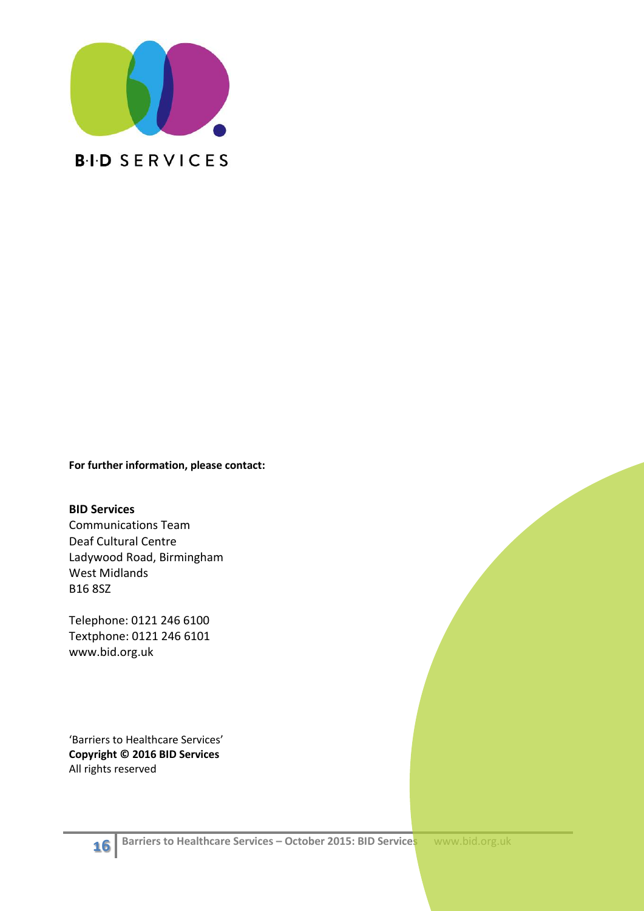B·I·D SERVICES

**For further information, please contact:**

**BID Services**
Communications Team
Deaf Cultural Centre
Ladywood Road, Birmingham
West Midlands
B16 8SZ

Telephone: 0121 246 6100
Textphone: 0121 246 6101
www.bid.org.uk

'Barriers to Healthcare Services'
**Copyright © 2016 BID Services**
All rights reserved